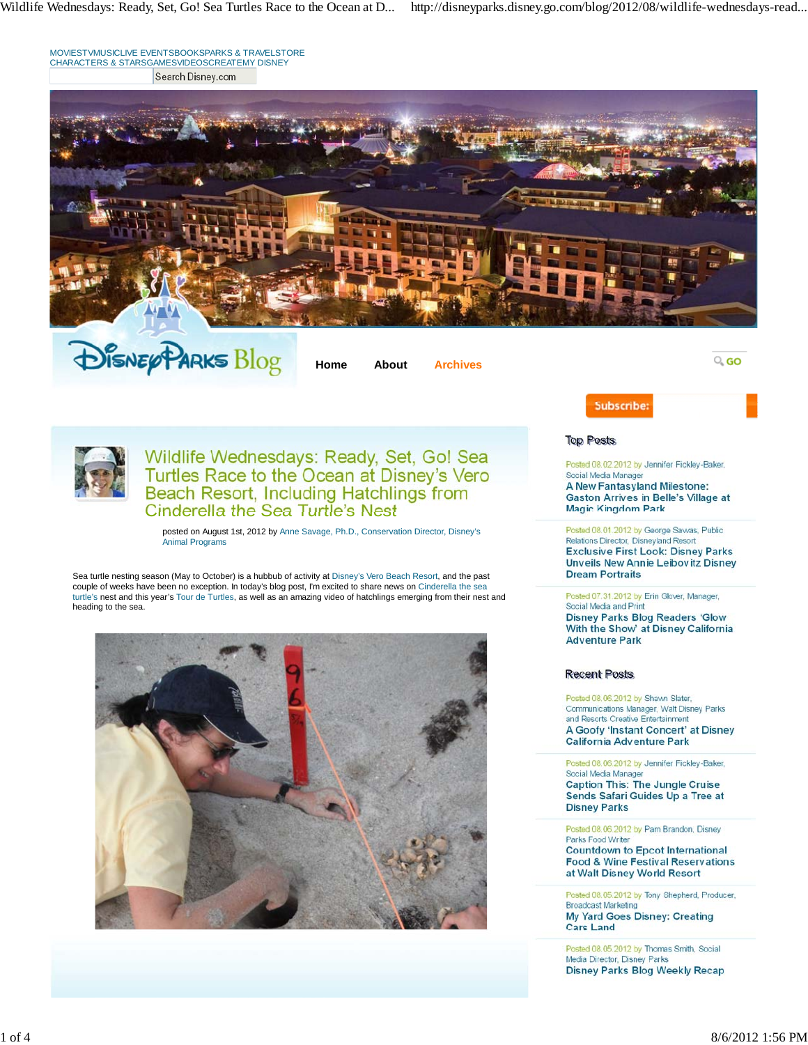MOVIESTVMUSICLIVE EVENTSBOOKSPARKS & TRAVELSTORE CHARACTERS & STARSGAMESVIDEOSCREATEMY DISNEY

Search Disney.com

Disney Parks Blog

Home About Archives

GO

Subscribe:

# Wildlife Wednesdays: Ready, Set, Go! Sea Turtles Race to the Ocean at Disney's Vero Beach Resort, Including Hatchlings from Cinderella the Sea Turtle's Nest

posted on August 1st, 2012 by Anne Savage, Ph.D., Conservation Director, Disney's Animal Programs

Sea turtle nesting season (May to October) is a hubbub of activity at Disney's Vero Beach Resort, and the past couple of weeks have been no exception. In today's blog post, I'm excited to share news on Cinderella the sea turtle's nest and this year's Tour de Turtles, as well as an amazing video of hatchlings emerging from their nest and heading to the sea.

## Top Posts

Posted 08.02.2012 by Jennifer Fickley-Baker, Social Media Manager
**A New Fantasyland Milestone: Gaston Arrives in Belle's Village at Magic Kingdom Park**

Posted 08.01.2012 by George Savvas, Public Relations Director, Disneyland Resort
**Exclusive First Look: Disney Parks Unveils New Annie Leibovitz Disney Dream Portraits**

Posted 07.31.2012 by Erin Glover, Manager, Social Media and Print
**Disney Parks Blog Readers 'Glow With the Show' at Disney California Adventure Park**

## Recent Posts

Posted 08.06.2012 by Shawn Slater, Communications Manager, Walt Disney Parks and Resorts Creative Entertainment
**A Goofy 'Instant Concert' at Disney California Adventure Park**

Posted 08.06.2012 by Jennifer Fickley-Baker, Social Media Manager
**Caption This: The Jungle Cruise Sends Safari Guides Up a Tree at Disney Parks**

Posted 08.06.2012 by Pam Brandon, Disney Parks Food Writer
**Countdown to Epcot International Food & Wine Festival Reservations at Walt Disney World Resort**

Posted 08.05.2012 by Tony Shepherd, Producer, Broadcast Marketing
**My Yard Goes Disney: Creating Cars Land**

Posted 08.05.2012 by Thomas Smith, Social Media Director, Disney Parks
**Disney Parks Blog Weekly Recap**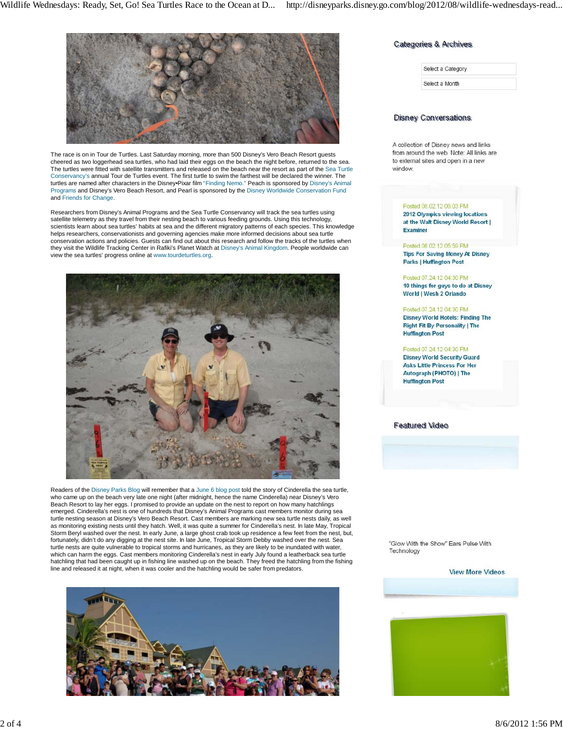The race is on in Tour de Turtles. Last Saturday morning, more than 500 Disney's Vero Beach Resort guests cheered as two loggerhead sea turtles, who had laid their eggs on the beach the night before, returned to the sea. The turtles were fitted with satellite transmitters and released on the beach near the resort as part of the Sea Turtle Conservancy's annual Tour de Turtles event. The first turtle to swim the farthest will be declared the winner. The turtles are named after characters in the Disney•Pixar film "Finding Nemo." Peach is sponsored by Disney's Animal Programs and Disney's Vero Beach Resort, and Pearl is sponsored by the Disney Worldwide Conservation Fund and Friends for Change.

Researchers from Disney's Animal Programs and the Sea Turtle Conservancy will track the sea turtles using satellite telemetry as they travel from their nesting beach to various feeding grounds. Using this technology, scientists learn about sea turtles' habits at sea and the different migratory patterns of each species. This knowledge helps researchers, conservationists and governing agencies make more informed decisions about sea turtle conservation actions and policies. Guests can find out about this research and follow the tracks of the turtles when they visit the Wildlife Tracking Center in Rafiki's Planet Watch at Disney's Animal Kingdom. People worldwide can view the sea turtles' progress online at www.tourdeturtles.org.

Readers of the Disney Parks Blog will remember that a June 6 blog post told the story of Cinderella the sea turtle, who came up on the beach very late one night (after midnight, hence the name Cinderella) near Disney's Vero Beach Resort to lay her eggs. I promised to provide an update on the nest to report on how many hatchlings emerged. Cinderella's nest is one of hundreds that Disney's Animal Programs cast members monitor during sea turtle nesting season at Disney's Vero Beach Resort. Cast members are marking new sea turtle nests daily, as well as monitoring existing nests until they hatch. Well, it was quite a summer for Cinderella's nest. In late May, Tropical Storm Beryl washed over the nest. In early June, a large ghost crab took up residence a few feet from the nest, but, fortunately, didn't do any digging at the nest site. In late June, Tropical Storm Debby washed over the nest. Sea turtle nests are quite vulnerable to tropical storms and hurricanes, as they are likely to be inundated with water, which can harm the eggs. Cast members monitoring Cinderella's nest in early July found a leatherback sea turtle hatchling that had been caught up in fishing line washed up on the beach. They freed the hatchling from the fishing line and released it at night, when it was cooler and the hatchling would be safer from predators.

## Categories & Archives

Select a Category

Select a Month

## Disney Conversations

A collection of Disney news and links from around the web. Note: All links are to external sites and open in a new window.

Posted 08.02.12 06:03 PM
**2012 Olympics viewing locations at the Walt Disney World Resort | Examiner**

Posted 08.02.12 05:59 PM
**Tips For Saving Money At Disney Parks | Huffington Post**

Posted 07.24.12 04:30 PM
**10 things for guys to do at Disney World | Wesh 2 Orlando**

Posted 07.24.12 04:30 PM
**Disney World Hotels: Finding The Right Fit By Personality | The Huffington Post**

Posted 07.24.12 04:30 PM
**Disney World Security Guard Asks Little Princess For Her Autograph (PHOTO) | The Huffington Post**

## Featured Video

"Glow With the Show" Ears Pulse With Technology

View More Videos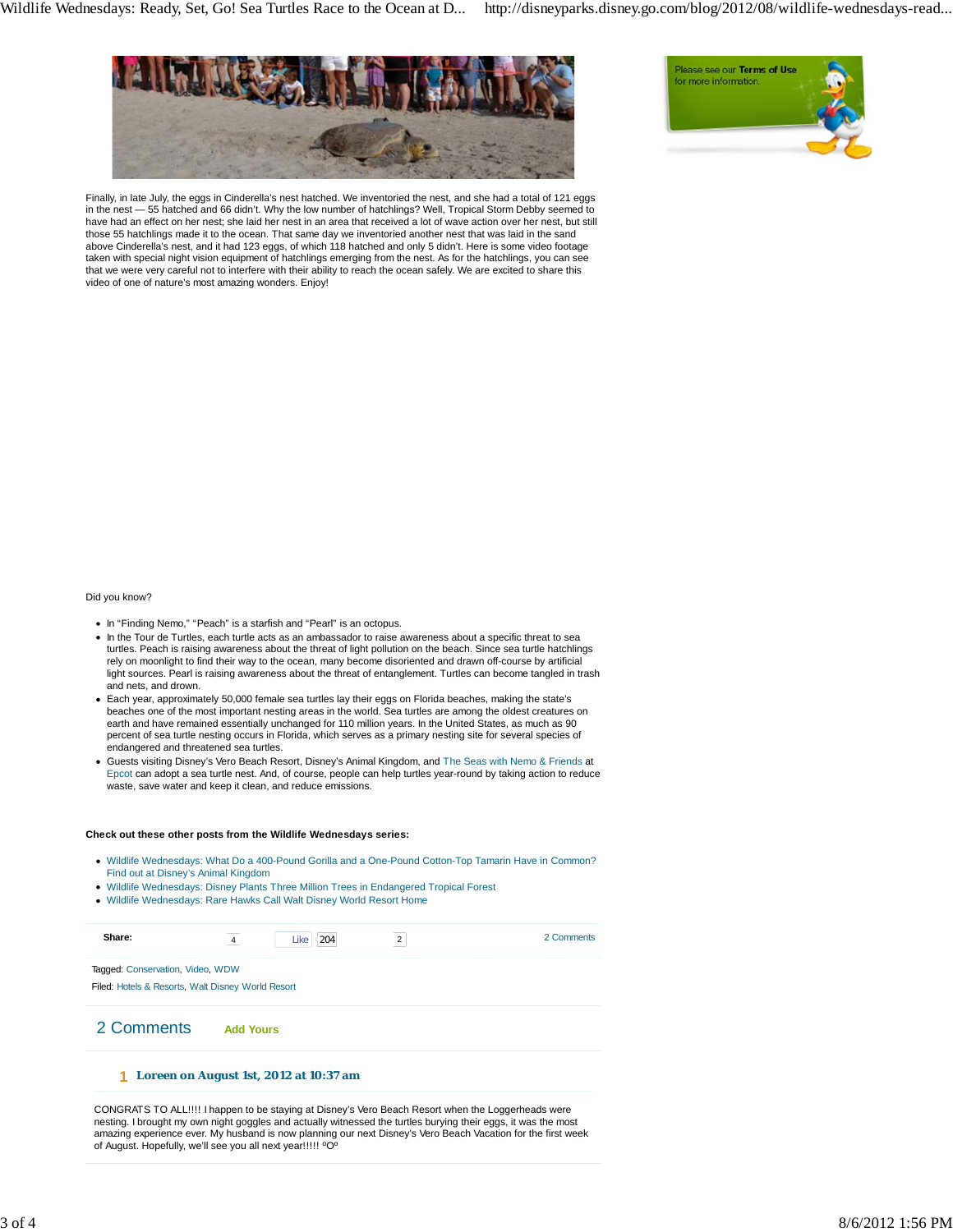Please see our **Terms of Use** for more information.

Finally, in late July, the eggs in Cinderella's nest hatched. We inventoried the nest, and she had a total of 121 eggs in the nest — 55 hatched and 66 didn't. Why the low number of hatchlings? Well, Tropical Storm Debby seemed to have had an effect on her nest; she laid her nest in an area that received a lot of wave action over her nest, but still those 55 hatchlings made it to the ocean. That same day we inventoried another nest that was laid in the sand above Cinderella's nest, and it had 123 eggs, of which 118 hatched and only 5 didn't. Here is some video footage taken with special night vision equipment of hatchlings emerging from the nest. As for the hatchlings, you can see that we were very careful not to interfere with their ability to reach the ocean safely. We are excited to share this video of one of nature's most amazing wonders. Enjoy!

Did you know?

- In "Finding Nemo," "Peach" is a starfish and "Pearl" is an octopus.
- In the Tour de Turtles, each turtle acts as an ambassador to raise awareness about a specific threat to sea turtles. Peach is raising awareness about the threat of light pollution on the beach. Since sea turtle hatchlings rely on moonlight to find their way to the ocean, many become disoriented and drawn off-course by artificial light sources. Pearl is raising awareness about the threat of entanglement. Turtles can become tangled in trash and nets, and drown.
- Each year, approximately 50,000 female sea turtles lay their eggs on Florida beaches, making the state's beaches one of the most important nesting areas in the world. Sea turtles are among the oldest creatures on earth and have remained essentially unchanged for 110 million years. In the United States, as much as 90 percent of sea turtle nesting occurs in Florida, which serves as a primary nesting site for several species of endangered and threatened sea turtles.
- Guests visiting Disney's Vero Beach Resort, Disney's Animal Kingdom, and The Seas with Nemo & Friends at Epcot can adopt a sea turtle nest. And, of course, people can help turtles year-round by taking action to reduce waste, save water and keep it clean, and reduce emissions.

**Check out these other posts from the Wildlife Wednesdays series:**

- Wildlife Wednesdays: What Do a 400-Pound Gorilla and a One-Pound Cotton-Top Tamarin Have in Common? Find out at Disney's Animal Kingdom
- Wildlife Wednesdays: Disney Plants Three Million Trees in Endangered Tropical Forest
- Wildlife Wednesdays: Rare Hawks Call Walt Disney World Resort Home

**Share:** 4 Like 204 2 — 2 Comments

Tagged: Conservation, Video, WDW

Filed: Hotels & Resorts, Walt Disney World Resort

## 2 Comments Add Yours

### 1 Loreen on August 1st, 2012 at 10:37 am

CONGRATS TO ALL!!!! I happen to be staying at Disney's Vero Beach Resort when the Loggerheads were nesting. I brought my own night goggles and actually witnessed the turtles burying their eggs, it was the most amazing experience ever. My husband is now planning our next Disney's Vero Beach Vacation for the first week of August. Hopefully, we'll see you all next year!!!!! ºOº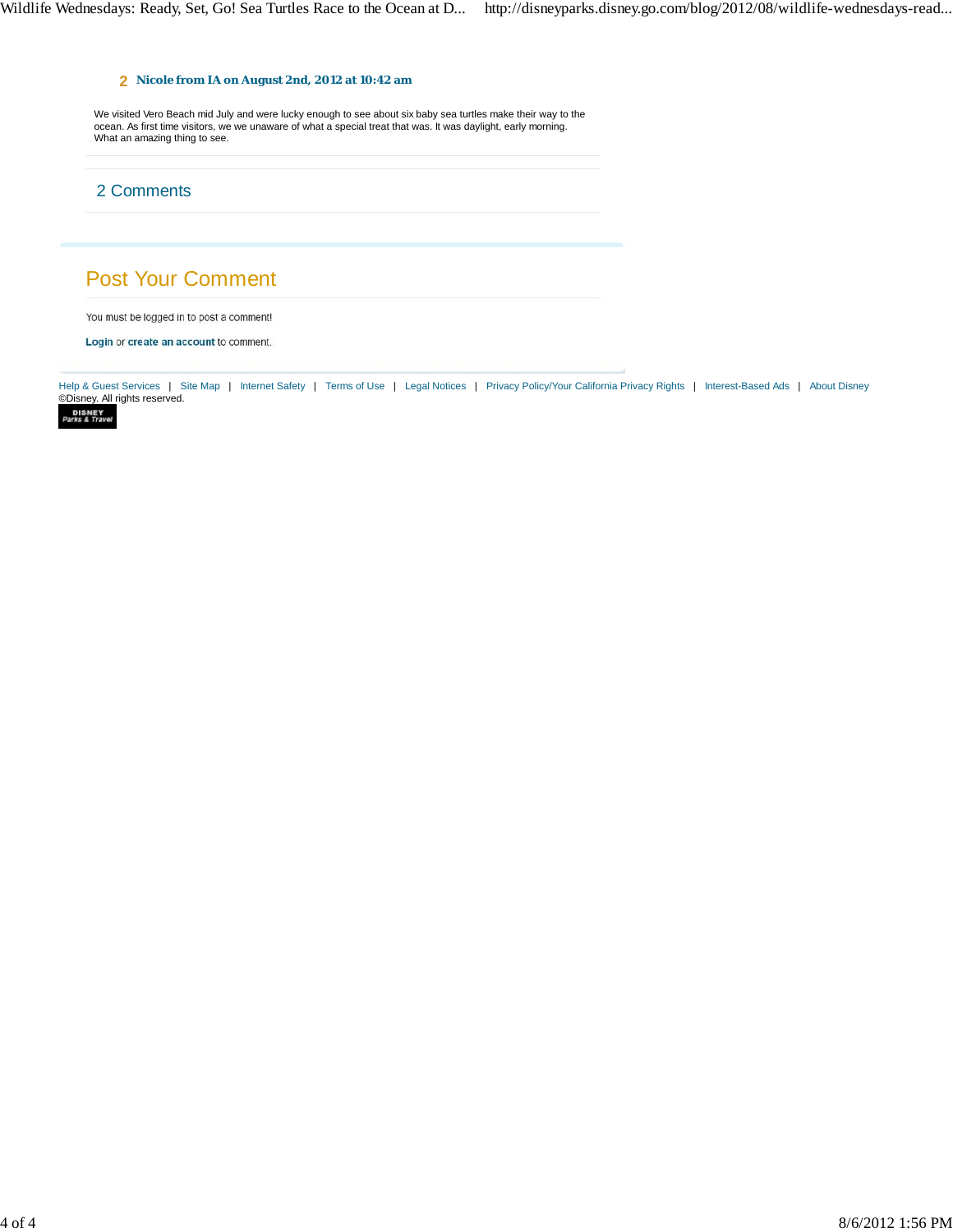**2 Nicole from IA on August 2nd, 2012 at 10:42 am**

We visited Vero Beach mid July and were lucky enough to see about six baby sea turtles make their way to the ocean. As first time visitors, we we unaware of what a special treat that was. It was daylight, early morning. What an amazing thing to see.

2 Comments

## Post Your Comment

You must be logged in to post a comment!

**Login** or **create an account** to comment.

Help & Guest Services | Site Map | Internet Safety | Terms of Use | Legal Notices | Privacy Policy/Your California Privacy Rights | Interest-Based Ads | About Disney

©Disney. All rights reserved.

DISNEY Parks & Travel